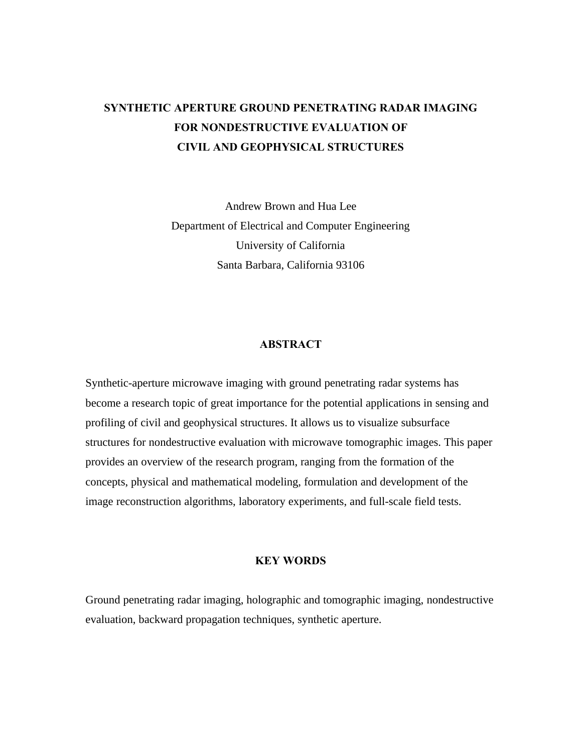# SYNTHETIC APERTURE GROUND PENETRATING RADAR IMAGING FOR NONDESTRUCTIVE EVALUATION OF CIVIL AND GEOPHYSICAL STRUCTURES

Andrew Brown and Hua Lee

Department of Electrical and Computer Engineering

University of California

Santa Barbara, California 93106

## ABSTRACT

Synthetic-aperture microwave imaging with ground penetrating radar systems has become a research topic of great importance for the potential applications in sensing and profiling of civil and geophysical structures. It allows us to visualize subsurface structures for nondestructive evaluation with microwave tomographic images. This paper provides an overview of the research program, ranging from the formation of the concepts, physical and mathematical modeling, formulation and development of the image reconstruction algorithms, laboratory experiments, and full-scale field tests.

## KEY WORDS

Ground penetrating radar imaging, holographic and tomographic imaging, nondestructive evaluation, backward propagation techniques, synthetic aperture.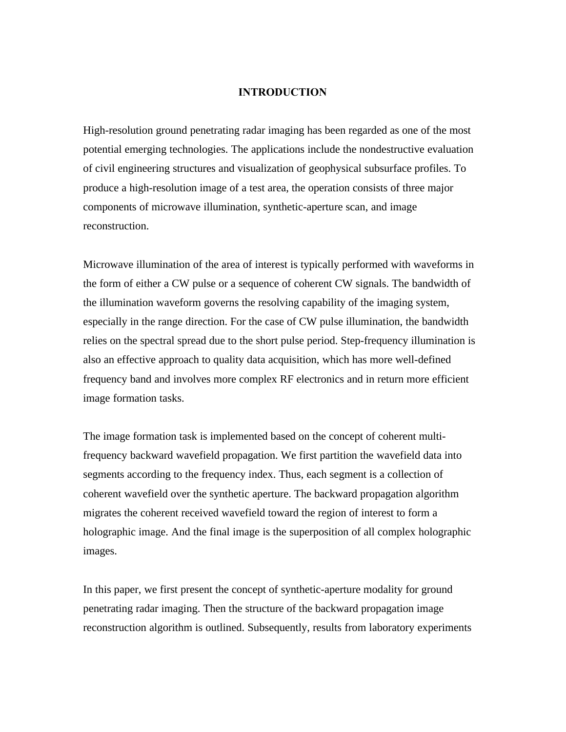## INTRODUCTION

High-resolution ground penetrating radar imaging has been regarded as one of the most potential emerging technologies. The applications include the nondestructive evaluation of civil engineering structures and visualization of geophysical subsurface profiles. To produce a high-resolution image of a test area, the operation consists of three major components of microwave illumination, synthetic-aperture scan, and image reconstruction.

Microwave illumination of the area of interest is typically performed with waveforms in the form of either a CW pulse or a sequence of coherent CW signals. The bandwidth of the illumination waveform governs the resolving capability of the imaging system, especially in the range direction. For the case of CW pulse illumination, the bandwidth relies on the spectral spread due to the short pulse period. Step-frequency illumination is also an effective approach to quality data acquisition, which has more well-defined frequency band and involves more complex RF electronics and in return more efficient image formation tasks.

The image formation task is implemented based on the concept of coherent multi-frequency backward wavefield propagation. We first partition the wavefield data into segments according to the frequency index. Thus, each segment is a collection of coherent wavefield over the synthetic aperture. The backward propagation algorithm migrates the coherent received wavefield toward the region of interest to form a holographic image. And the final image is the superposition of all complex holographic images.

In this paper, we first present the concept of synthetic-aperture modality for ground penetrating radar imaging. Then the structure of the backward propagation image reconstruction algorithm is outlined. Subsequently, results from laboratory experiments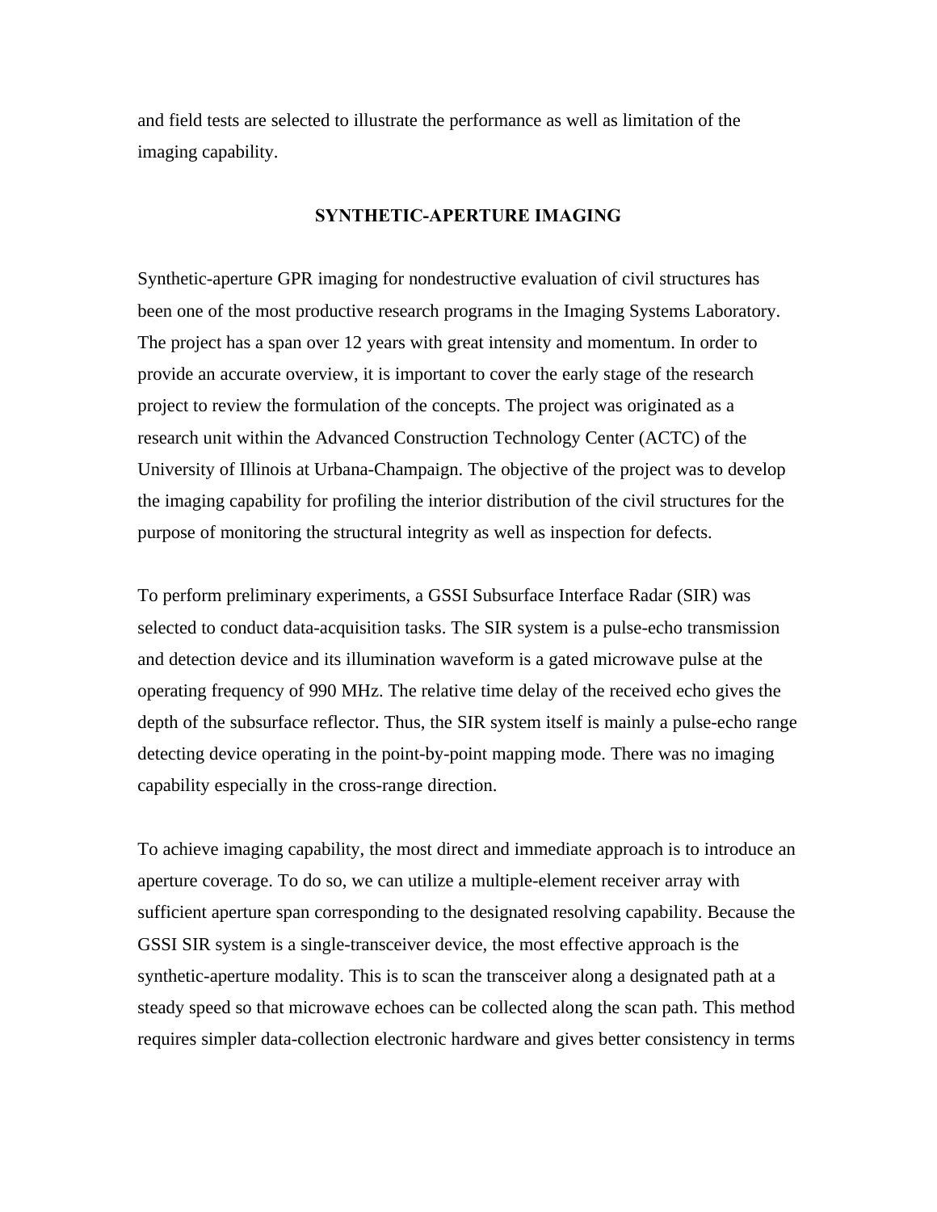and field tests are selected to illustrate the performance as well as limitation of the imaging capability.

## SYNTHETIC-APERTURE IMAGING

Synthetic-aperture GPR imaging for nondestructive evaluation of civil structures has been one of the most productive research programs in the Imaging Systems Laboratory. The project has a span over 12 years with great intensity and momentum. In order to provide an accurate overview, it is important to cover the early stage of the research project to review the formulation of the concepts. The project was originated as a research unit within the Advanced Construction Technology Center (ACTC) of the University of Illinois at Urbana-Champaign. The objective of the project was to develop the imaging capability for profiling the interior distribution of the civil structures for the purpose of monitoring the structural integrity as well as inspection for defects.

To perform preliminary experiments, a GSSI Subsurface Interface Radar (SIR) was selected to conduct data-acquisition tasks. The SIR system is a pulse-echo transmission and detection device and its illumination waveform is a gated microwave pulse at the operating frequency of 990 MHz. The relative time delay of the received echo gives the depth of the subsurface reflector. Thus, the SIR system itself is mainly a pulse-echo range detecting device operating in the point-by-point mapping mode. There was no imaging capability especially in the cross-range direction.

To achieve imaging capability, the most direct and immediate approach is to introduce an aperture coverage. To do so, we can utilize a multiple-element receiver array with sufficient aperture span corresponding to the designated resolving capability. Because the GSSI SIR system is a single-transceiver device, the most effective approach is the synthetic-aperture modality. This is to scan the transceiver along a designated path at a steady speed so that microwave echoes can be collected along the scan path. This method requires simpler data-collection electronic hardware and gives better consistency in terms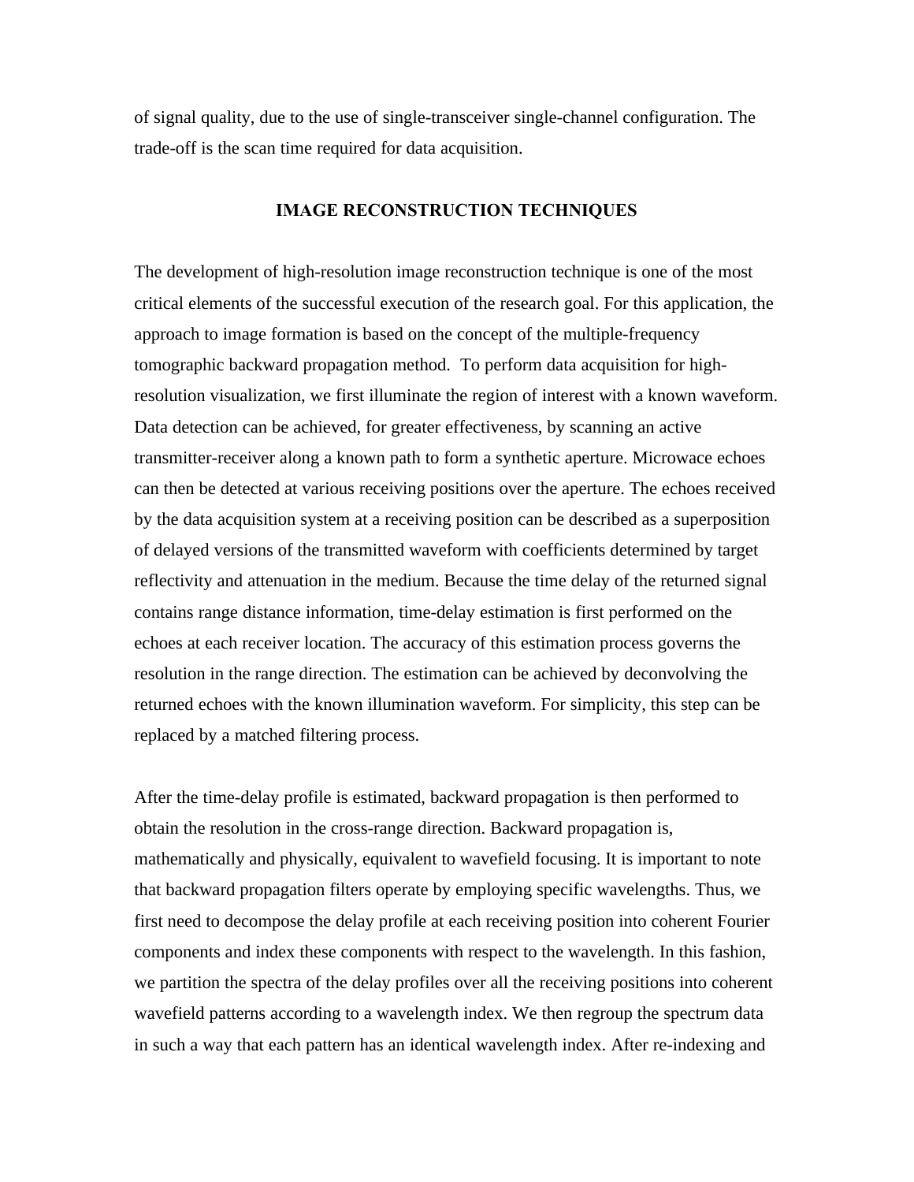of signal quality, due to the use of single-transceiver single-channel configuration. The trade-off is the scan time required for data acquisition.

## IMAGE RECONSTRUCTION TECHNIQUES

The development of high-resolution image reconstruction technique is one of the most critical elements of the successful execution of the research goal. For this application, the approach to image formation is based on the concept of the multiple-frequency tomographic backward propagation method. To perform data acquisition for high-resolution visualization, we first illuminate the region of interest with a known waveform. Data detection can be achieved, for greater effectiveness, by scanning an active transmitter-receiver along a known path to form a synthetic aperture. Microwace echoes can then be detected at various receiving positions over the aperture. The echoes received by the data acquisition system at a receiving position can be described as a superposition of delayed versions of the transmitted waveform with coefficients determined by target reflectivity and attenuation in the medium. Because the time delay of the returned signal contains range distance information, time-delay estimation is first performed on the echoes at each receiver location. The accuracy of this estimation process governs the resolution in the range direction. The estimation can be achieved by deconvolving the returned echoes with the known illumination waveform. For simplicity, this step can be replaced by a matched filtering process.

After the time-delay profile is estimated, backward propagation is then performed to obtain the resolution in the cross-range direction. Backward propagation is, mathematically and physically, equivalent to wavefield focusing. It is important to note that backward propagation filters operate by employing specific wavelengths. Thus, we first need to decompose the delay profile at each receiving position into coherent Fourier components and index these components with respect to the wavelength. In this fashion, we partition the spectra of the delay profiles over all the receiving positions into coherent wavefield patterns according to a wavelength index. We then regroup the spectrum data in such a way that each pattern has an identical wavelength index. After re-indexing and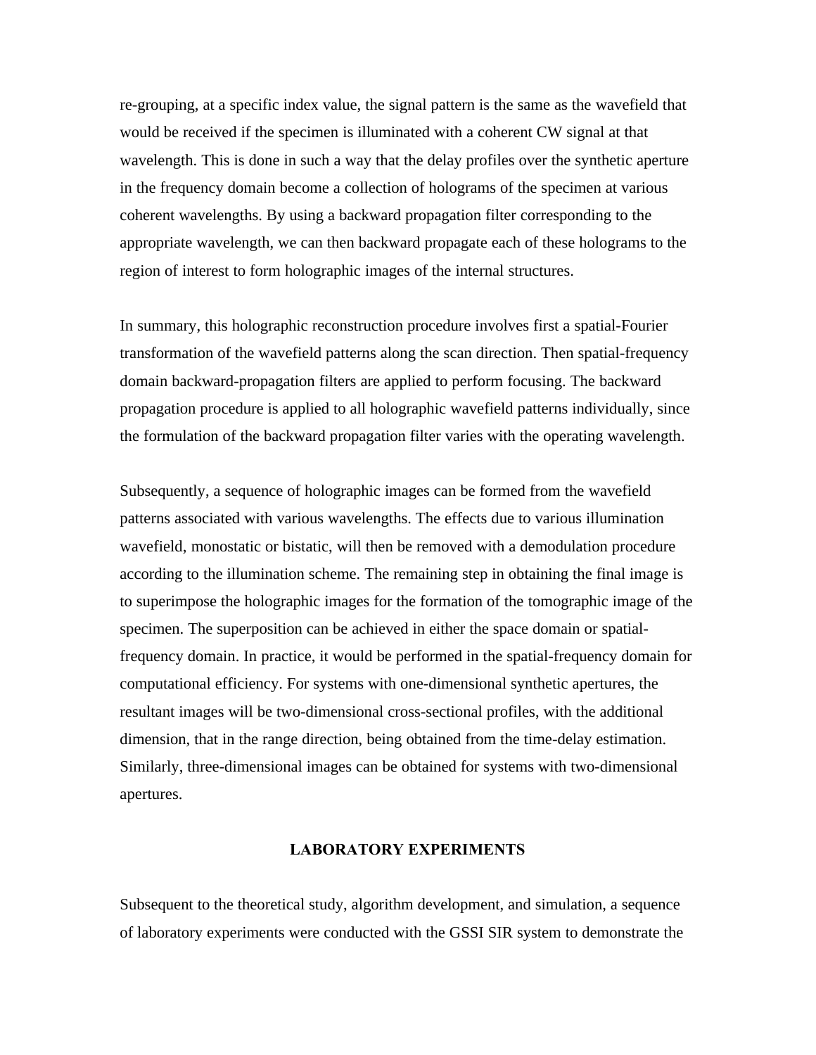re-grouping, at a specific index value, the signal pattern is the same as the wavefield that would be received if the specimen is illuminated with a coherent CW signal at that wavelength. This is done in such a way that the delay profiles over the synthetic aperture in the frequency domain become a collection of holograms of the specimen at various coherent wavelengths. By using a backward propagation filter corresponding to the appropriate wavelength, we can then backward propagate each of these holograms to the region of interest to form holographic images of the internal structures.

In summary, this holographic reconstruction procedure involves first a spatial-Fourier transformation of the wavefield patterns along the scan direction. Then spatial-frequency domain backward-propagation filters are applied to perform focusing. The backward propagation procedure is applied to all holographic wavefield patterns individually, since the formulation of the backward propagation filter varies with the operating wavelength.

Subsequently, a sequence of holographic images can be formed from the wavefield patterns associated with various wavelengths. The effects due to various illumination wavefield, monostatic or bistatic, will then be removed with a demodulation procedure according to the illumination scheme. The remaining step in obtaining the final image is to superimpose the holographic images for the formation of the tomographic image of the specimen. The superposition can be achieved in either the space domain or spatial-frequency domain. In practice, it would be performed in the spatial-frequency domain for computational efficiency. For systems with one-dimensional synthetic apertures, the resultant images will be two-dimensional cross-sectional profiles, with the additional dimension, that in the range direction, being obtained from the time-delay estimation. Similarly, three-dimensional images can be obtained for systems with two-dimensional apertures.

## LABORATORY EXPERIMENTS

Subsequent to the theoretical study, algorithm development, and simulation, a sequence of laboratory experiments were conducted with the GSSI SIR system to demonstrate the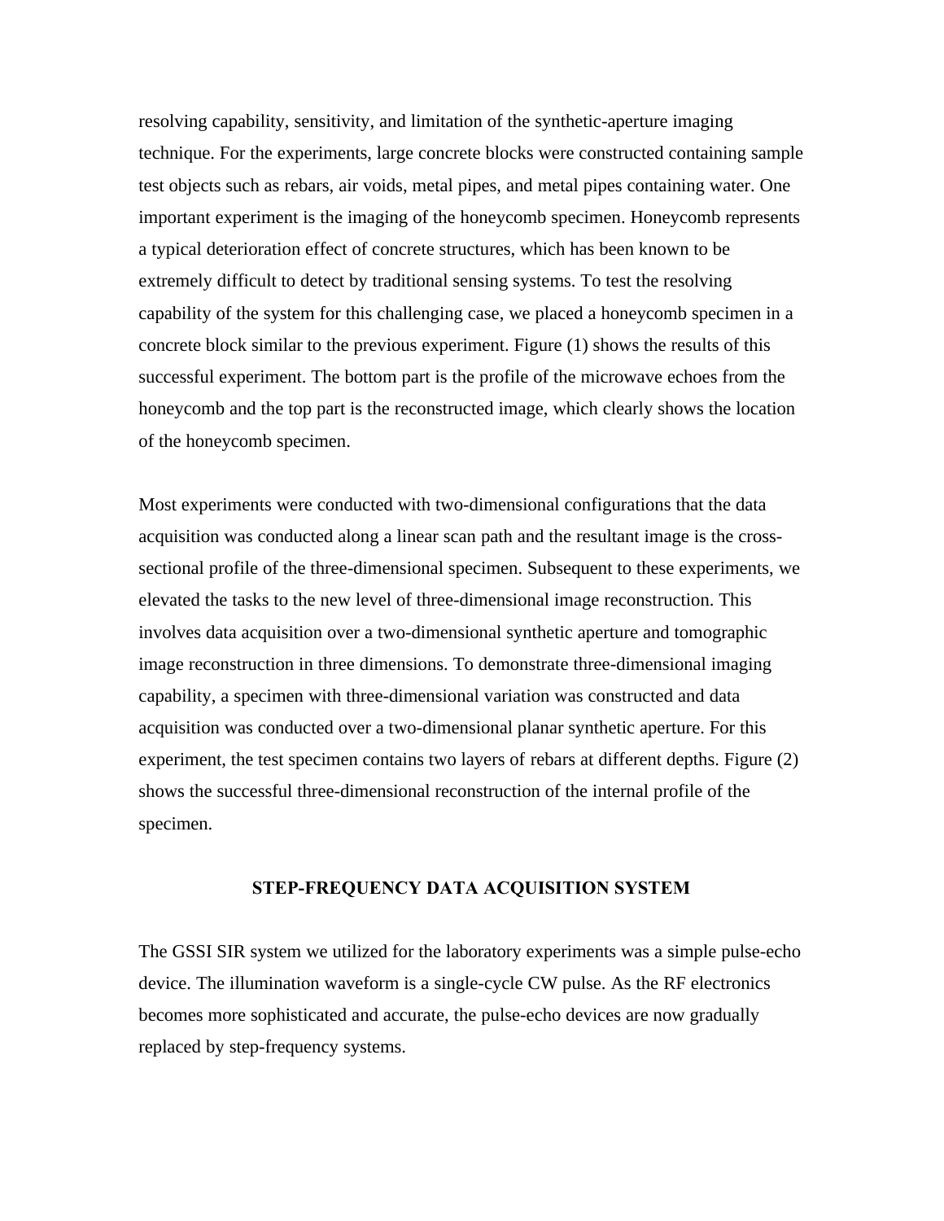resolving capability, sensitivity, and limitation of the synthetic-aperture imaging technique. For the experiments, large concrete blocks were constructed containing sample test objects such as rebars, air voids, metal pipes, and metal pipes containing water. One important experiment is the imaging of the honeycomb specimen. Honeycomb represents a typical deterioration effect of concrete structures, which has been known to be extremely difficult to detect by traditional sensing systems. To test the resolving capability of the system for this challenging case, we placed a honeycomb specimen in a concrete block similar to the previous experiment. Figure (1) shows the results of this successful experiment. The bottom part is the profile of the microwave echoes from the honeycomb and the top part is the reconstructed image, which clearly shows the location of the honeycomb specimen.

Most experiments were conducted with two-dimensional configurations that the data acquisition was conducted along a linear scan path and the resultant image is the cross-sectional profile of the three-dimensional specimen. Subsequent to these experiments, we elevated the tasks to the new level of three-dimensional image reconstruction. This involves data acquisition over a two-dimensional synthetic aperture and tomographic image reconstruction in three dimensions. To demonstrate three-dimensional imaging capability, a specimen with three-dimensional variation was constructed and data acquisition was conducted over a two-dimensional planar synthetic aperture. For this experiment, the test specimen contains two layers of rebars at different depths. Figure (2) shows the successful three-dimensional reconstruction of the internal profile of the specimen.

## STEP-FREQUENCY DATA ACQUISITION SYSTEM

The GSSI SIR system we utilized for the laboratory experiments was a simple pulse-echo device. The illumination waveform is a single-cycle CW pulse. As the RF electronics becomes more sophisticated and accurate, the pulse-echo devices are now gradually replaced by step-frequency systems.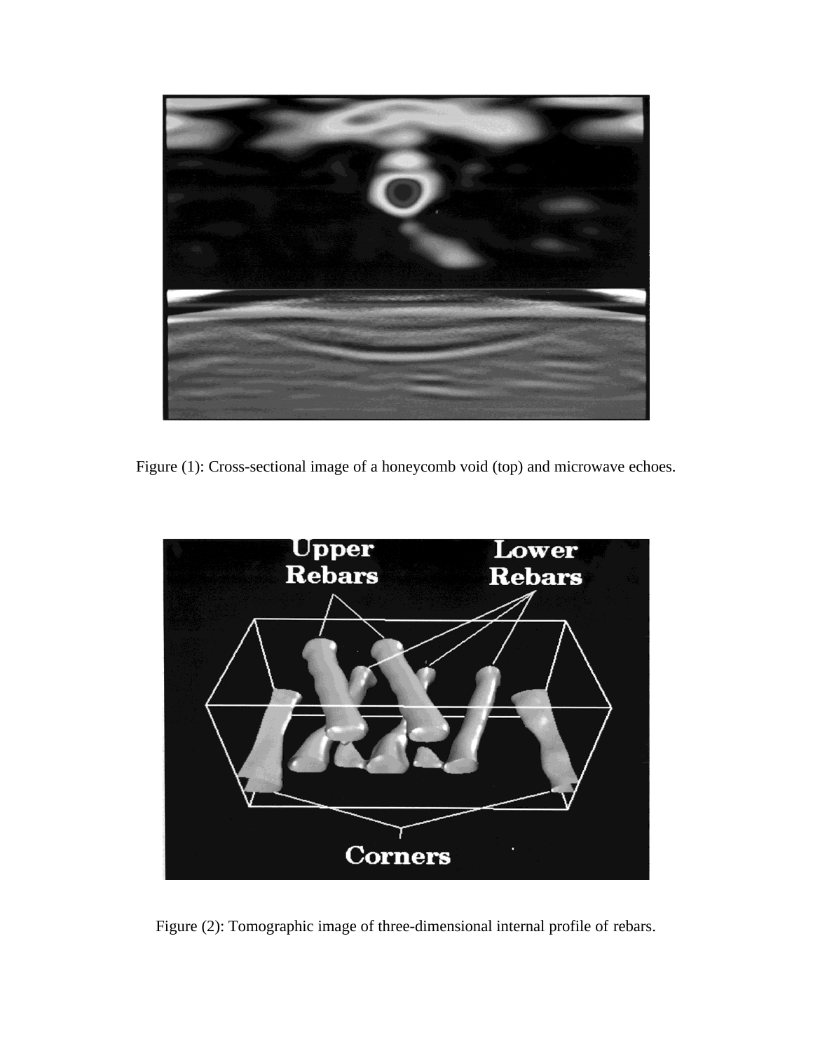Figure (1): Cross-sectional image of a honeycomb void (top) and microwave echoes.

Figure (2): Tomographic image of three-dimensional internal profile of rebars.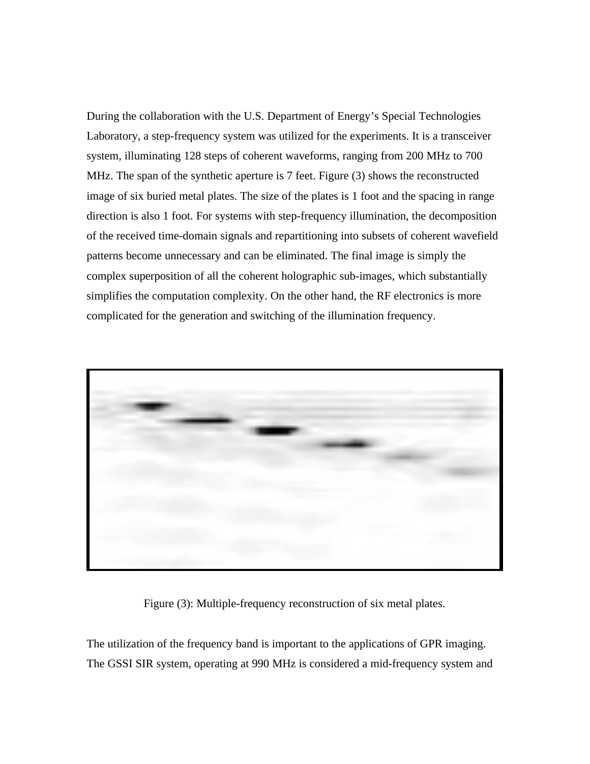During the collaboration with the U.S. Department of Energy's Special Technologies Laboratory, a step-frequency system was utilized for the experiments. It is a transceiver system, illuminating 128 steps of coherent waveforms, ranging from 200 MHz to 700 MHz. The span of the synthetic aperture is 7 feet. Figure (3) shows the reconstructed image of six buried metal plates. The size of the plates is 1 foot and the spacing in range direction is also 1 foot. For systems with step-frequency illumination, the decomposition of the received time-domain signals and repartitioning into subsets of coherent wavefield patterns become unnecessary and can be eliminated. The final image is simply the complex superposition of all the coherent holographic sub-images, which substantially simplifies the computation complexity. On the other hand, the RF electronics is more complicated for the generation and switching of the illumination frequency.

Figure (3): Multiple-frequency reconstruction of six metal plates.

The utilization of the frequency band is important to the applications of GPR imaging. The GSSI SIR system, operating at 990 MHz is considered a mid-frequency system and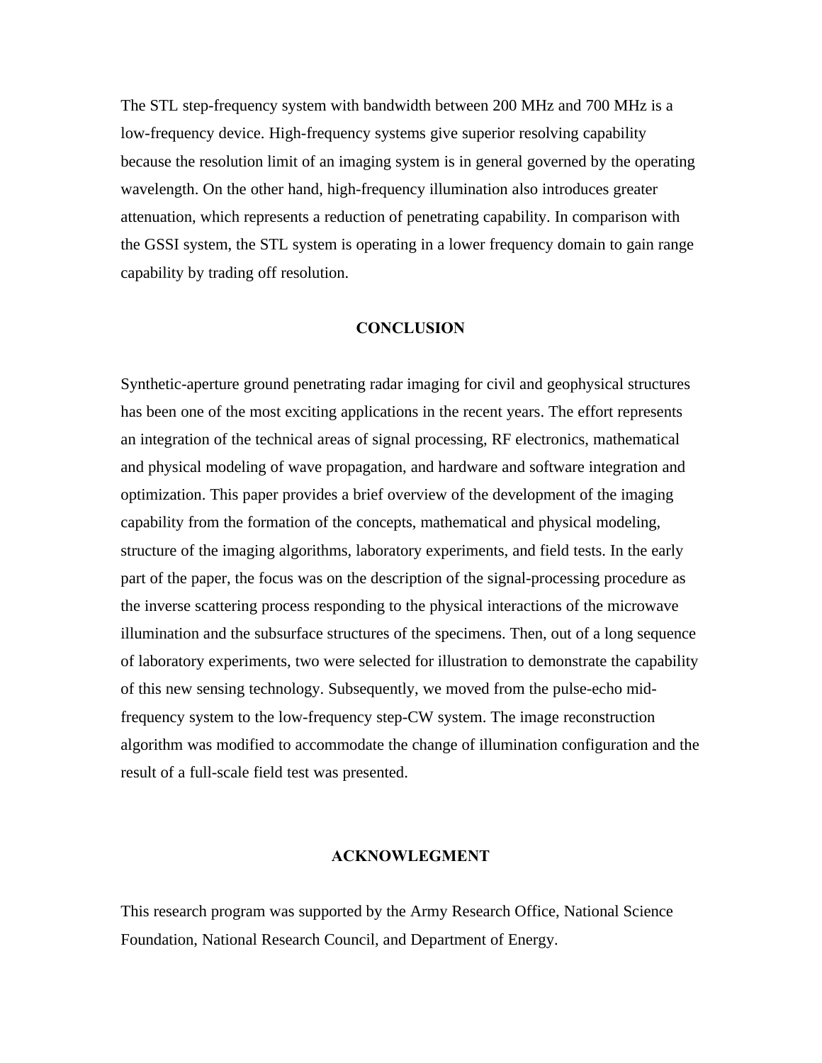The STL step-frequency system with bandwidth between 200 MHz and 700 MHz is a low-frequency device. High-frequency systems give superior resolving capability because the resolution limit of an imaging system is in general governed by the operating wavelength. On the other hand, high-frequency illumination also introduces greater attenuation, which represents a reduction of penetrating capability. In comparison with the GSSI system, the STL system is operating in a lower frequency domain to gain range capability by trading off resolution.

## CONCLUSION

Synthetic-aperture ground penetrating radar imaging for civil and geophysical structures has been one of the most exciting applications in the recent years. The effort represents an integration of the technical areas of signal processing, RF electronics, mathematical and physical modeling of wave propagation, and hardware and software integration and optimization. This paper provides a brief overview of the development of the imaging capability from the formation of the concepts, mathematical and physical modeling, structure of the imaging algorithms, laboratory experiments, and field tests. In the early part of the paper, the focus was on the description of the signal-processing procedure as the inverse scattering process responding to the physical interactions of the microwave illumination and the subsurface structures of the specimens. Then, out of a long sequence of laboratory experiments, two were selected for illustration to demonstrate the capability of this new sensing technology. Subsequently, we moved from the pulse-echo mid-frequency system to the low-frequency step-CW system. The image reconstruction algorithm was modified to accommodate the change of illumination configuration and the result of a full-scale field test was presented.

## ACKNOWLEGMENT

This research program was supported by the Army Research Office, National Science Foundation, National Research Council, and Department of Energy.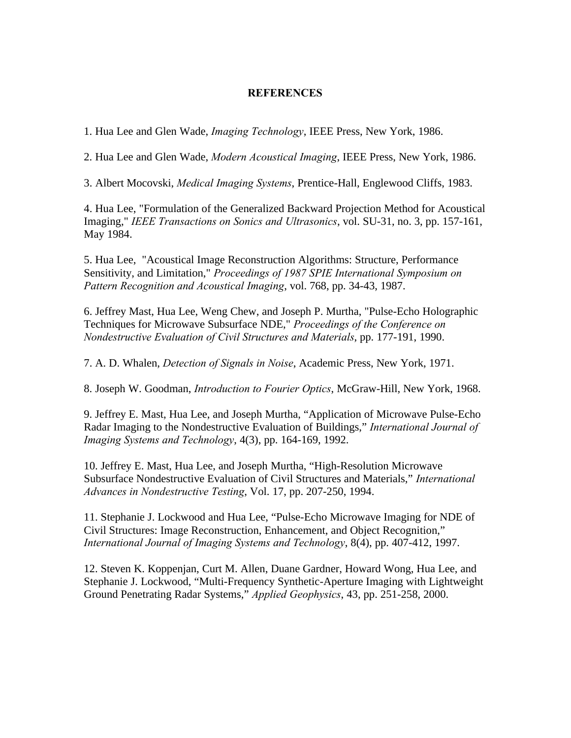## REFERENCES

1. Hua Lee and Glen Wade, *Imaging Technology*, IEEE Press, New York, 1986.

2. Hua Lee and Glen Wade, *Modern Acoustical Imaging*, IEEE Press, New York, 1986.

3. Albert Mocovski, *Medical Imaging Systems*, Prentice-Hall, Englewood Cliffs, 1983.

4. Hua Lee, "Formulation of the Generalized Backward Projection Method for Acoustical Imaging," *IEEE Transactions on Sonics and Ultrasonics*, vol. SU-31, no. 3, pp. 157-161, May 1984.

5. Hua Lee, "Acoustical Image Reconstruction Algorithms: Structure, Performance Sensitivity, and Limitation," *Proceedings of 1987 SPIE International Symposium on Pattern Recognition and Acoustical Imaging*, vol. 768, pp. 34-43, 1987.

6. Jeffrey Mast, Hua Lee, Weng Chew, and Joseph P. Murtha, "Pulse-Echo Holographic Techniques for Microwave Subsurface NDE," *Proceedings of the Conference on Nondestructive Evaluation of Civil Structures and Materials*, pp. 177-191, 1990.

7. A. D. Whalen, *Detection of Signals in Noise*, Academic Press, New York, 1971.

8. Joseph W. Goodman, *Introduction to Fourier Optics*, McGraw-Hill, New York, 1968.

9. Jeffrey E. Mast, Hua Lee, and Joseph Murtha, "Application of Microwave Pulse-Echo Radar Imaging to the Nondestructive Evaluation of Buildings," *International Journal of Imaging Systems and Technology*, 4(3), pp. 164-169, 1992.

10. Jeffrey E. Mast, Hua Lee, and Joseph Murtha, "High-Resolution Microwave Subsurface Nondestructive Evaluation of Civil Structures and Materials," *International Advances in Nondestructive Testing*, Vol. 17, pp. 207-250, 1994.

11. Stephanie J. Lockwood and Hua Lee, "Pulse-Echo Microwave Imaging for NDE of Civil Structures: Image Reconstruction, Enhancement, and Object Recognition," *International Journal of Imaging Systems and Technology*, 8(4), pp. 407-412, 1997.

12. Steven K. Koppenjan, Curt M. Allen, Duane Gardner, Howard Wong, Hua Lee, and Stephanie J. Lockwood, "Multi-Frequency Synthetic-Aperture Imaging with Lightweight Ground Penetrating Radar Systems," *Applied Geophysics*, 43, pp. 251-258, 2000.